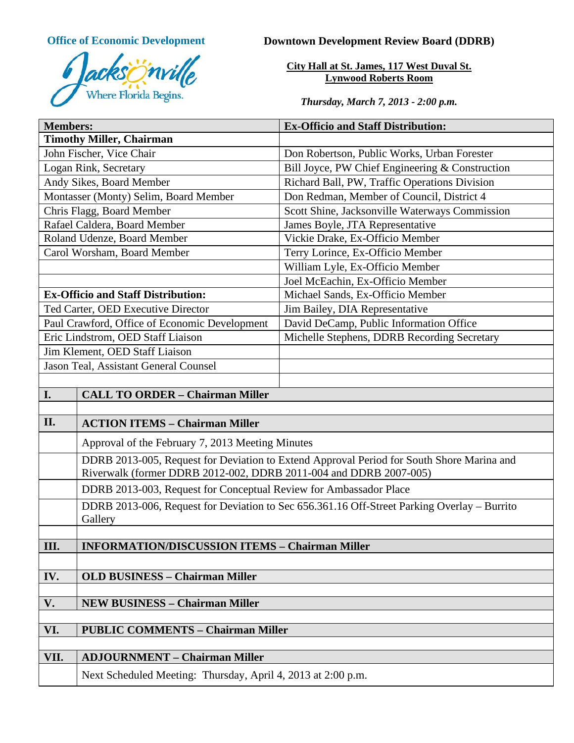**Office of Economic Development**

Jacksonville
Where Florida Begins.

**Downtown Development Review Board (DDRB)**

**City Hall at St. James, 117 West Duval St.**
**Lynwood Roberts Room**

***Thursday, March 7, 2013 - 2:00 p.m.***

| **Members:** | **Ex-Officio and Staff Distribution:** |
|---|---|
| **Timothy Miller, Chairman** | |
| John Fischer, Vice Chair | Don Robertson, Public Works, Urban Forester |
| Logan Rink, Secretary | Bill Joyce, PW Chief Engineering & Construction |
| Andy Sikes, Board Member | Richard Ball, PW, Traffic Operations Division |
| Montasser (Monty) Selim, Board Member | Don Redman, Member of Council, District 4 |
| Chris Flagg, Board Member | Scott Shine, Jacksonville Waterways Commission |
| Rafael Caldera, Board Member | James Boyle, JTA Representative |
| Roland Udenze, Board Member | Vickie Drake, Ex-Officio Member |
| Carol Worsham, Board Member | Terry Lorince, Ex-Officio Member |
| | William Lyle, Ex-Officio Member |
| | Joel McEachin, Ex-Officio Member |
| **Ex-Officio and Staff Distribution:** | Michael Sands, Ex-Officio Member |
| Ted Carter, OED Executive Director | Jim Bailey, DIA Representative |
| Paul Crawford, Office of Economic Development | David DeCamp, Public Information Office |
| Eric Lindstrom, OED Staff Liaison | Michelle Stephens, DDRB Recording Secretary |
| Jim Klement, OED Staff Liaison | |
| Jason Teal, Assistant General Counsel | |

| | |
|---|---|
| **I.** | **CALL TO ORDER – Chairman Miller** |
| | |
| **II.** | **ACTION ITEMS – Chairman Miller** |
| | Approval of the February 7, 2013 Meeting Minutes |
| | DDRB 2013-005, Request for Deviation to Extend Approval Period for South Shore Marina and Riverwalk (former DDRB 2012-002, DDRB 2011-004 and DDRB 2007-005) |
| | DDRB 2013-003, Request for Conceptual Review for Ambassador Place |
| | DDRB 2013-006, Request for Deviation to Sec 656.361.16 Off-Street Parking Overlay – Burrito Gallery |
| | |
| **III.** | **INFORMATION/DISCUSSION ITEMS – Chairman Miller** |
| | |
| **IV.** | **OLD BUSINESS – Chairman Miller** |
| | |
| **V.** | **NEW BUSINESS – Chairman Miller** |
| | |
| **VI.** | **PUBLIC COMMENTS – Chairman Miller** |
| | |
| **VII.** | **ADJOURNMENT – Chairman Miller** |
| | Next Scheduled Meeting: Thursday, April 4, 2013 at 2:00 p.m. |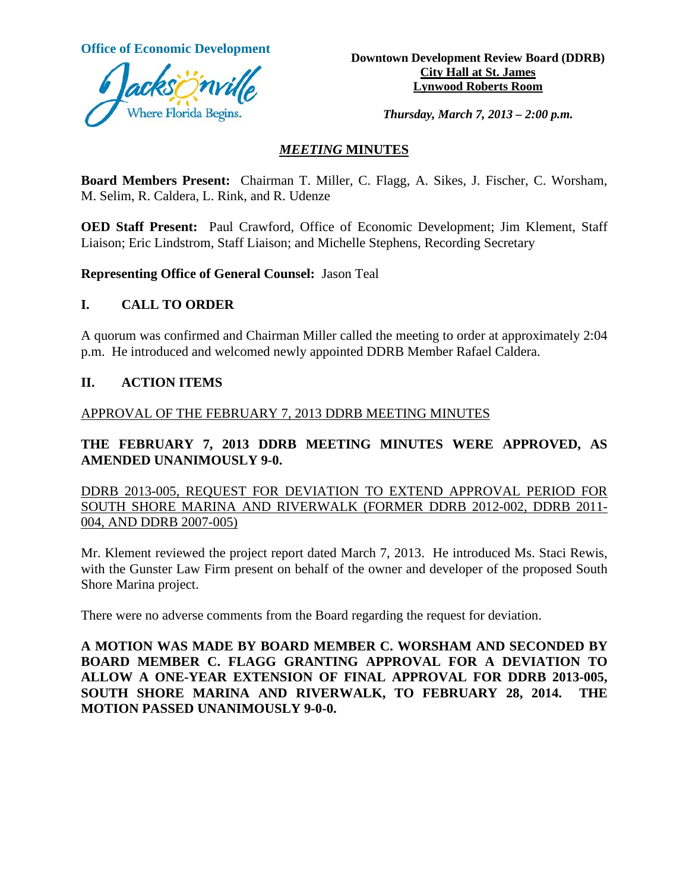**Office of Economic Development**

Jacksonville
Where Florida Begins.

**Downtown Development Review Board (DDRB)**
**City Hall at St. James**
**Lynwood Roberts Room**

***Thursday, March 7, 2013 – 2:00 p.m.***

# *MEETING* MINUTES

**Board Members Present:** Chairman T. Miller, C. Flagg, A. Sikes, J. Fischer, C. Worsham, M. Selim, R. Caldera, L. Rink, and R. Udenze

**OED Staff Present:** Paul Crawford, Office of Economic Development; Jim Klement, Staff Liaison; Eric Lindstrom, Staff Liaison; and Michelle Stephens, Recording Secretary

**Representing Office of General Counsel:** Jason Teal

## I. CALL TO ORDER

A quorum was confirmed and Chairman Miller called the meeting to order at approximately 2:04 p.m. He introduced and welcomed newly appointed DDRB Member Rafael Caldera.

## II. ACTION ITEMS

APPROVAL OF THE FEBRUARY 7, 2013 DDRB MEETING MINUTES

**THE FEBRUARY 7, 2013 DDRB MEETING MINUTES WERE APPROVED, AS AMENDED UNANIMOUSLY 9-0.**

DDRB 2013-005, REQUEST FOR DEVIATION TO EXTEND APPROVAL PERIOD FOR SOUTH SHORE MARINA AND RIVERWALK (FORMER DDRB 2012-002, DDRB 2011-004, AND DDRB 2007-005)

Mr. Klement reviewed the project report dated March 7, 2013. He introduced Ms. Staci Rewis, with the Gunster Law Firm present on behalf of the owner and developer of the proposed South Shore Marina project.

There were no adverse comments from the Board regarding the request for deviation.

**A MOTION WAS MADE BY BOARD MEMBER C. WORSHAM AND SECONDED BY BOARD MEMBER C. FLAGG GRANTING APPROVAL FOR A DEVIATION TO ALLOW A ONE-YEAR EXTENSION OF FINAL APPROVAL FOR DDRB 2013-005, SOUTH SHORE MARINA AND RIVERWALK, TO FEBRUARY 28, 2014. THE MOTION PASSED UNANIMOUSLY 9-0-0.**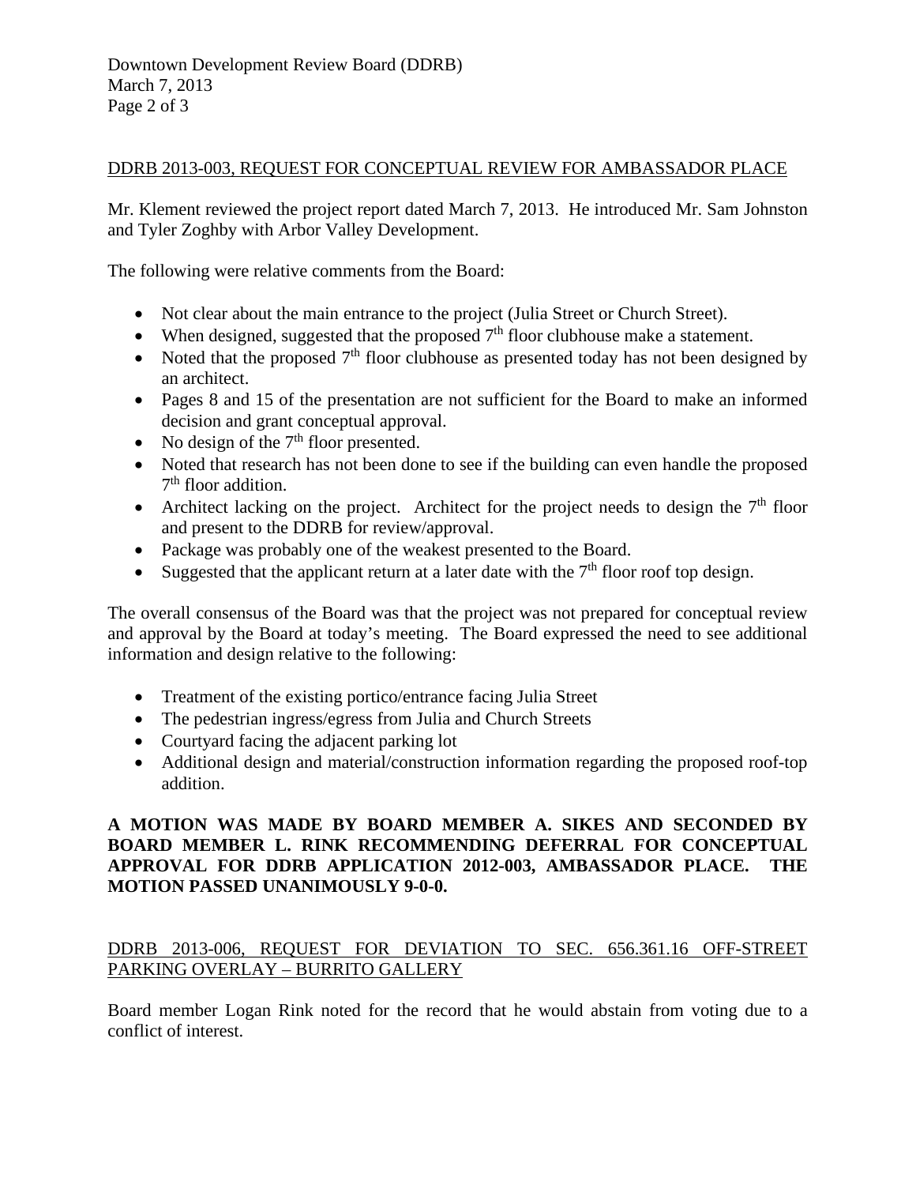DDRB 2013-003, REQUEST FOR CONCEPTUAL REVIEW FOR AMBASSADOR PLACE

Mr. Klement reviewed the project report dated March 7, 2013. He introduced Mr. Sam Johnston and Tyler Zoghby with Arbor Valley Development.

The following were relative comments from the Board:

- Not clear about the main entrance to the project (Julia Street or Church Street).
- When designed, suggested that the proposed 7th floor clubhouse make a statement.
- Noted that the proposed 7th floor clubhouse as presented today has not been designed by an architect.
- Pages 8 and 15 of the presentation are not sufficient for the Board to make an informed decision and grant conceptual approval.
- No design of the 7th floor presented.
- Noted that research has not been done to see if the building can even handle the proposed 7th floor addition.
- Architect lacking on the project. Architect for the project needs to design the 7th floor and present to the DDRB for review/approval.
- Package was probably one of the weakest presented to the Board.
- Suggested that the applicant return at a later date with the 7th floor roof top design.

The overall consensus of the Board was that the project was not prepared for conceptual review and approval by the Board at today's meeting. The Board expressed the need to see additional information and design relative to the following:

- Treatment of the existing portico/entrance facing Julia Street
- The pedestrian ingress/egress from Julia and Church Streets
- Courtyard facing the adjacent parking lot
- Additional design and material/construction information regarding the proposed roof-top addition.

**A MOTION WAS MADE BY BOARD MEMBER A. SIKES AND SECONDED BY BOARD MEMBER L. RINK RECOMMENDING DEFERRAL FOR CONCEPTUAL APPROVAL FOR DDRB APPLICATION 2012-003, AMBASSADOR PLACE. THE MOTION PASSED UNANIMOUSLY 9-0-0.**

DDRB 2013-006, REQUEST FOR DEVIATION TO SEC. 656.361.16 OFF-STREET PARKING OVERLAY – BURRITO GALLERY

Board member Logan Rink noted for the record that he would abstain from voting due to a conflict of interest.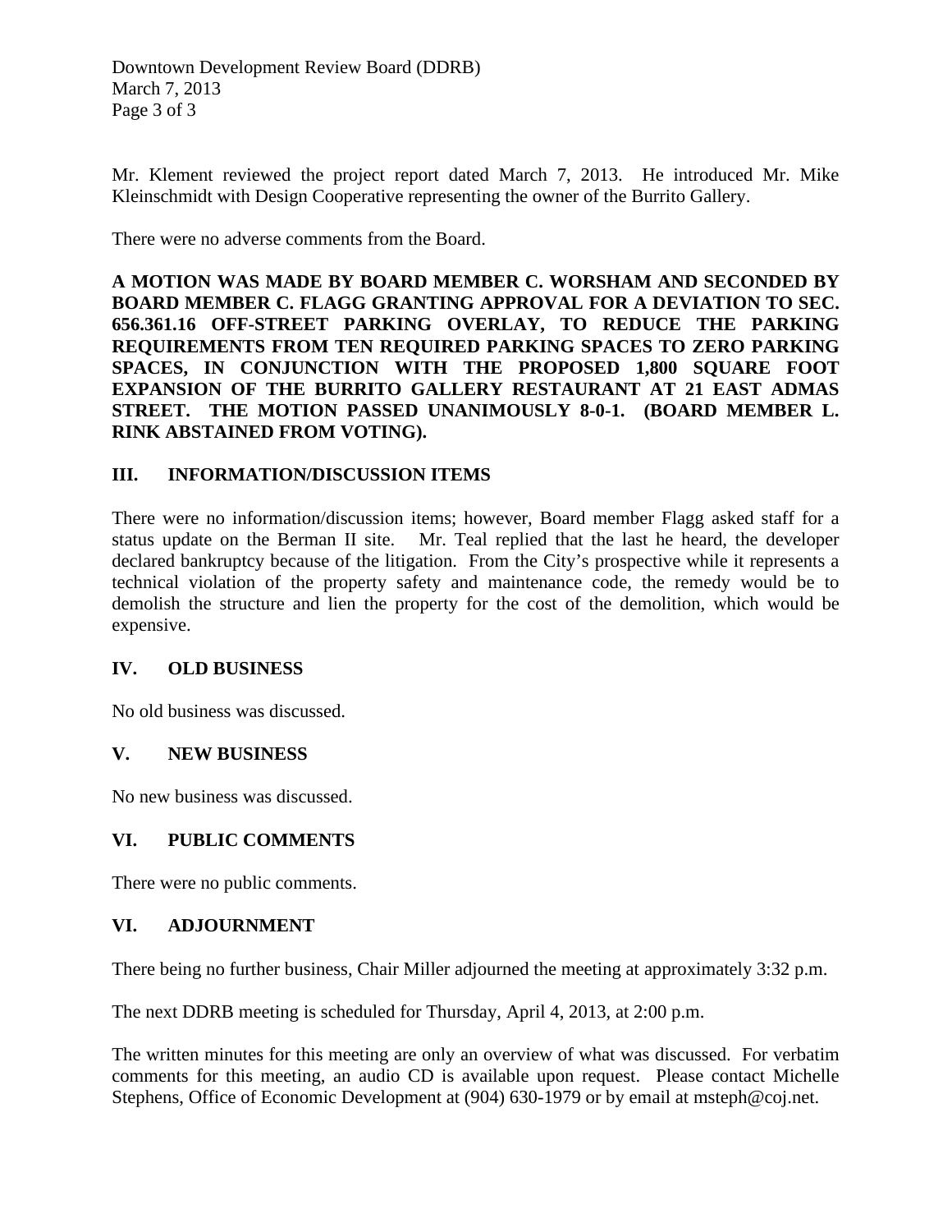Mr. Klement reviewed the project report dated March 7, 2013. He introduced Mr. Mike Kleinschmidt with Design Cooperative representing the owner of the Burrito Gallery.

There were no adverse comments from the Board.

**A MOTION WAS MADE BY BOARD MEMBER C. WORSHAM AND SECONDED BY BOARD MEMBER C. FLAGG GRANTING APPROVAL FOR A DEVIATION TO SEC. 656.361.16 OFF-STREET PARKING OVERLAY, TO REDUCE THE PARKING REQUIREMENTS FROM TEN REQUIRED PARKING SPACES TO ZERO PARKING SPACES, IN CONJUNCTION WITH THE PROPOSED 1,800 SQUARE FOOT EXPANSION OF THE BURRITO GALLERY RESTAURANT AT 21 EAST ADMAS STREET. THE MOTION PASSED UNANIMOUSLY 8-0-1. (BOARD MEMBER L. RINK ABSTAINED FROM VOTING).**

## III. INFORMATION/DISCUSSION ITEMS

There were no information/discussion items; however, Board member Flagg asked staff for a status update on the Berman II site. Mr. Teal replied that the last he heard, the developer declared bankruptcy because of the litigation. From the City's prospective while it represents a technical violation of the property safety and maintenance code, the remedy would be to demolish the structure and lien the property for the cost of the demolition, which would be expensive.

## IV. OLD BUSINESS

No old business was discussed.

## V. NEW BUSINESS

No new business was discussed.

## VI. PUBLIC COMMENTS

There were no public comments.

## VI. ADJOURNMENT

There being no further business, Chair Miller adjourned the meeting at approximately 3:32 p.m.

The next DDRB meeting is scheduled for Thursday, April 4, 2013, at 2:00 p.m.

The written minutes for this meeting are only an overview of what was discussed. For verbatim comments for this meeting, an audio CD is available upon request. Please contact Michelle Stephens, Office of Economic Development at (904) 630-1979 or by email at msteph@coj.net.